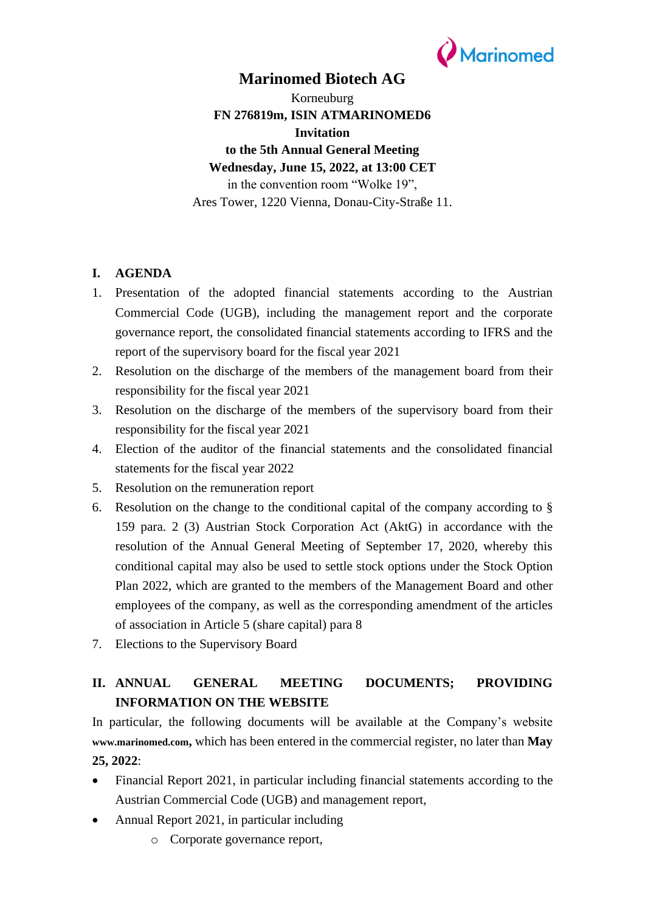# Marinomed Biotech AG

Korneuburg

**FN 276819m, ISIN ATMARINOMED6**

**Invitation**

**to the 5th Annual General Meeting**

**Wednesday, June 15, 2022, at 13:00 CET**

in the convention room "Wolke 19",

Ares Tower, 1220 Vienna, Donau-City-Straße 11.

## I. AGENDA

1. Presentation of the adopted financial statements according to the Austrian Commercial Code (UGB), including the management report and the corporate governance report, the consolidated financial statements according to IFRS and the report of the supervisory board for the fiscal year 2021
2. Resolution on the discharge of the members of the management board from their responsibility for the fiscal year 2021
3. Resolution on the discharge of the members of the supervisory board from their responsibility for the fiscal year 2021
4. Election of the auditor of the financial statements and the consolidated financial statements for the fiscal year 2022
5. Resolution on the remuneration report
6. Resolution on the change to the conditional capital of the company according to § 159 para. 2 (3) Austrian Stock Corporation Act (AktG) in accordance with the resolution of the Annual General Meeting of September 17, 2020, whereby this conditional capital may also be used to settle stock options under the Stock Option Plan 2022, which are granted to the members of the Management Board and other employees of the company, as well as the corresponding amendment of the articles of association in Article 5 (share capital) para 8
7. Elections to the Supervisory Board

## II. ANNUAL GENERAL MEETING DOCUMENTS; PROVIDING INFORMATION ON THE WEBSITE

In particular, the following documents will be available at the Company's website **www.marinomed.com,** which has been entered in the commercial register, no later than **May 25, 2022**:

- Financial Report 2021, in particular including financial statements according to the Austrian Commercial Code (UGB) and management report,
- Annual Report 2021, in particular including
  - Corporate governance report,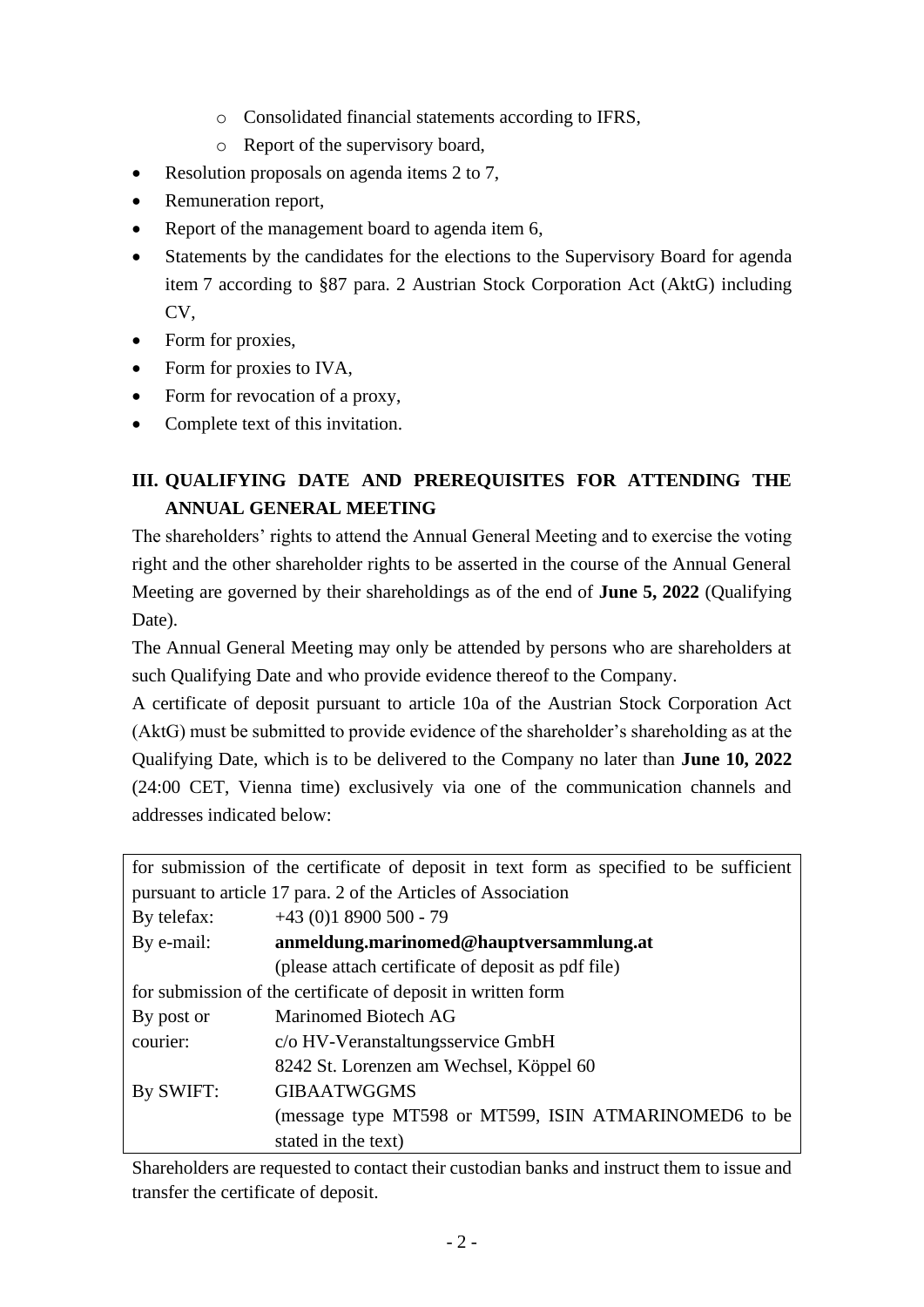- Consolidated financial statements according to IFRS,
  - Report of the supervisory board,
- Resolution proposals on agenda items 2 to 7,
- Remuneration report,
- Report of the management board to agenda item 6,
- Statements by the candidates for the elections to the Supervisory Board for agenda item 7 according to §87 para. 2 Austrian Stock Corporation Act (AktG) including CV,
- Form for proxies,
- Form for proxies to IVA,
- Form for revocation of a proxy,
- Complete text of this invitation.

## III. QUALIFYING DATE AND PREREQUISITES FOR ATTENDING THE ANNUAL GENERAL MEETING

The shareholders' rights to attend the Annual General Meeting and to exercise the voting right and the other shareholder rights to be asserted in the course of the Annual General Meeting are governed by their shareholdings as of the end of **June 5, 2022** (Qualifying Date).

The Annual General Meeting may only be attended by persons who are shareholders at such Qualifying Date and who provide evidence thereof to the Company.

A certificate of deposit pursuant to article 10a of the Austrian Stock Corporation Act (AktG) must be submitted to provide evidence of the shareholder's shareholding as at the Qualifying Date, which is to be delivered to the Company no later than **June 10, 2022** (24:00 CET, Vienna time) exclusively via one of the communication channels and addresses indicated below:

| for submission of the certificate of deposit in text form as specified to be sufficient pursuant to article 17 para. 2 of the Articles of Association | |
|---|---|
| By telefax: | +43 (0)1 8900 500 - 79 |
| By e-mail: | **anmeldung.marinomed@hauptversammlung.at** (please attach certificate of deposit as pdf file) |
| for submission of the certificate of deposit in written form | |
| By post or courier: | Marinomed Biotech AG c/o HV-Veranstaltungsservice GmbH 8242 St. Lorenzen am Wechsel, Köppel 60 |
| By SWIFT: | GIBAATWGGMS (message type MT598 or MT599, ISIN ATMARINOMED6 to be stated in the text) |

Shareholders are requested to contact their custodian banks and instruct them to issue and transfer the certificate of deposit.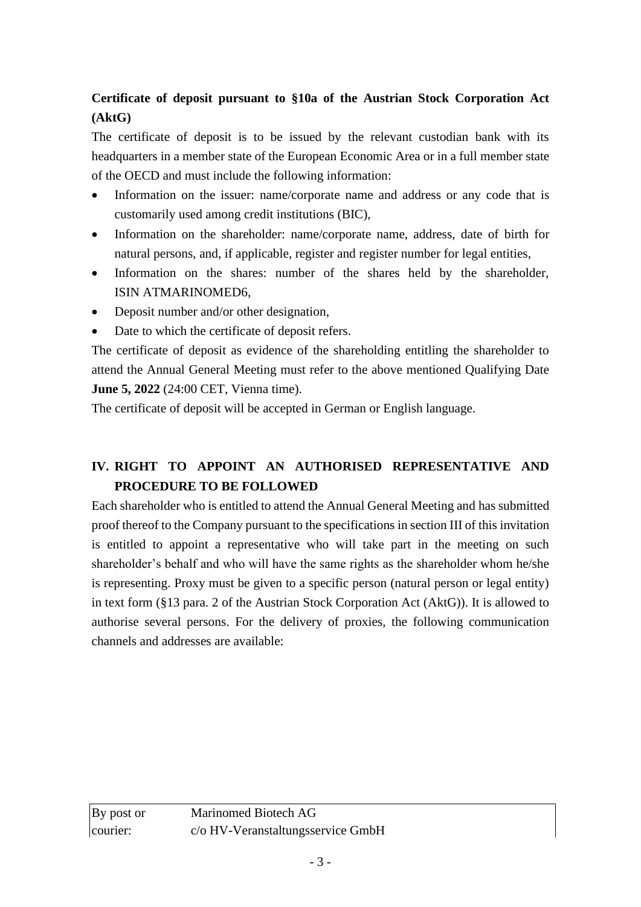**Certificate of deposit pursuant to §10a of the Austrian Stock Corporation Act (AktG)**

The certificate of deposit is to be issued by the relevant custodian bank with its headquarters in a member state of the European Economic Area or in a full member state of the OECD and must include the following information:

- Information on the issuer: name/corporate name and address or any code that is customarily used among credit institutions (BIC),
- Information on the shareholder: name/corporate name, address, date of birth for natural persons, and, if applicable, register and register number for legal entities,
- Information on the shares: number of the shares held by the shareholder, ISIN ATMARINOMED6,
- Deposit number and/or other designation,
- Date to which the certificate of deposit refers.

The certificate of deposit as evidence of the shareholding entitling the shareholder to attend the Annual General Meeting must refer to the above mentioned Qualifying Date **June 5, 2022** (24:00 CET, Vienna time).

The certificate of deposit will be accepted in German or English language.

## IV. RIGHT TO APPOINT AN AUTHORISED REPRESENTATIVE AND PROCEDURE TO BE FOLLOWED

Each shareholder who is entitled to attend the Annual General Meeting and has submitted proof thereof to the Company pursuant to the specifications in section III of this invitation is entitled to appoint a representative who will take part in the meeting on such shareholder's behalf and who will have the same rights as the shareholder whom he/she is representing. Proxy must be given to a specific person (natural person or legal entity) in text form (§13 para. 2 of the Austrian Stock Corporation Act (AktG)). It is allowed to authorise several persons. For the delivery of proxies, the following communication channels and addresses are available:

| By post or courier: | Marinomed Biotech AG<br>c/o HV-Veranstaltungsservice GmbH |
| --- | --- |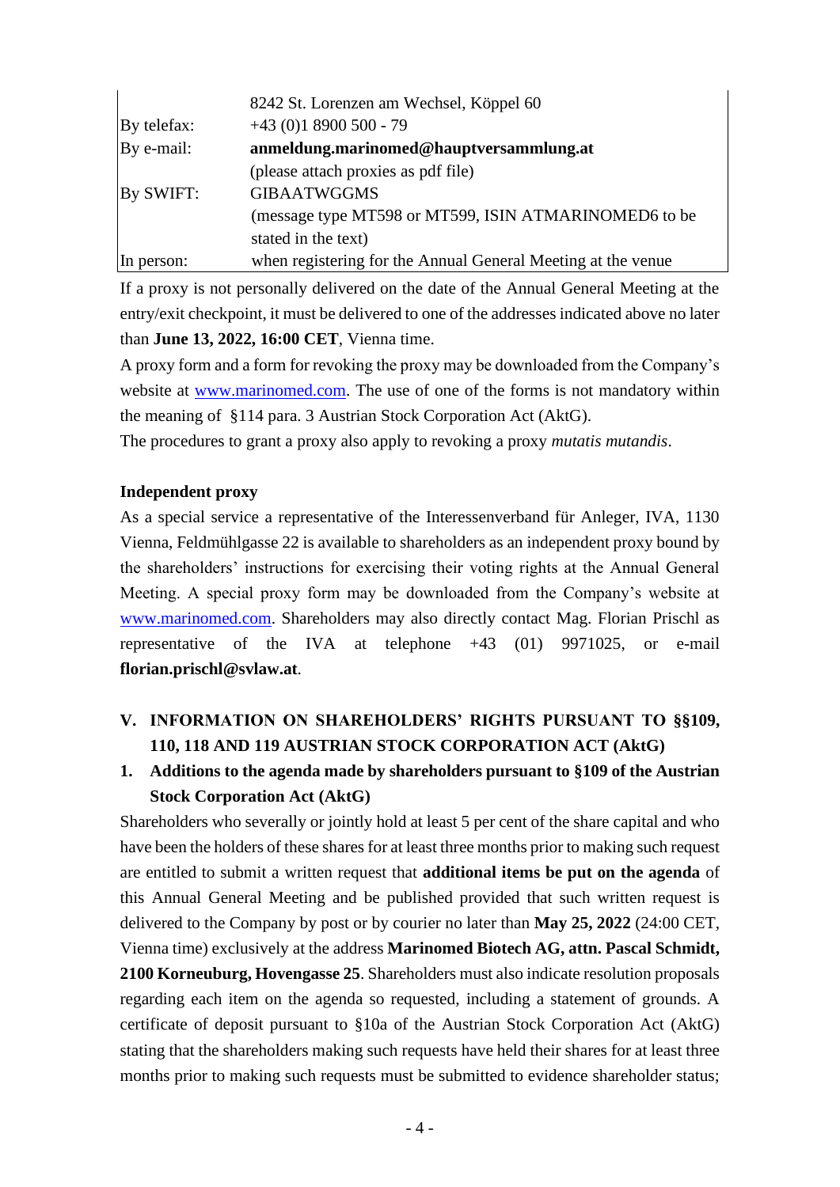| | |
|---|---|
| | 8242 St. Lorenzen am Wechsel, Köppel 60 |
| By telefax: | +43 (0)1 8900 500 - 79 |
| By e-mail: | **anmeldung.marinomed@hauptversammlung.at** (please attach proxies as pdf file) |
| By SWIFT: | GIBAATWGGMS (message type MT598 or MT599, ISIN ATMARINOMED6 to be stated in the text) |
| In person: | when registering for the Annual General Meeting at the venue |

If a proxy is not personally delivered on the date of the Annual General Meeting at the entry/exit checkpoint, it must be delivered to one of the addresses indicated above no later than **June 13, 2022, 16:00 CET**, Vienna time.

A proxy form and a form for revoking the proxy may be downloaded from the Company's website at www.marinomed.com. The use of one of the forms is not mandatory within the meaning of §114 para. 3 Austrian Stock Corporation Act (AktG).

The procedures to grant a proxy also apply to revoking a proxy *mutatis mutandis*.

**Independent proxy**

As a special service a representative of the Interessenverband für Anleger, IVA, 1130 Vienna, Feldmühlgasse 22 is available to shareholders as an independent proxy bound by the shareholders' instructions for exercising their voting rights at the Annual General Meeting. A special proxy form may be downloaded from the Company's website at www.marinomed.com. Shareholders may also directly contact Mag. Florian Prischl as representative of the IVA at telephone +43 (01) 9971025, or e-mail **florian.prischl@svlaw.at**.

## V. INFORMATION ON SHAREHOLDERS' RIGHTS PURSUANT TO §§109, 110, 118 AND 119 AUSTRIAN STOCK CORPORATION ACT (AktG)

### 1. Additions to the agenda made by shareholders pursuant to §109 of the Austrian Stock Corporation Act (AktG)

Shareholders who severally or jointly hold at least 5 per cent of the share capital and who have been the holders of these shares for at least three months prior to making such request are entitled to submit a written request that **additional items be put on the agenda** of this Annual General Meeting and be published provided that such written request is delivered to the Company by post or by courier no later than **May 25, 2022** (24:00 CET, Vienna time) exclusively at the address **Marinomed Biotech AG, attn. Pascal Schmidt, 2100 Korneuburg, Hovengasse 25**. Shareholders must also indicate resolution proposals regarding each item on the agenda so requested, including a statement of grounds. A certificate of deposit pursuant to §10a of the Austrian Stock Corporation Act (AktG) stating that the shareholders making such requests have held their shares for at least three months prior to making such requests must be submitted to evidence shareholder status;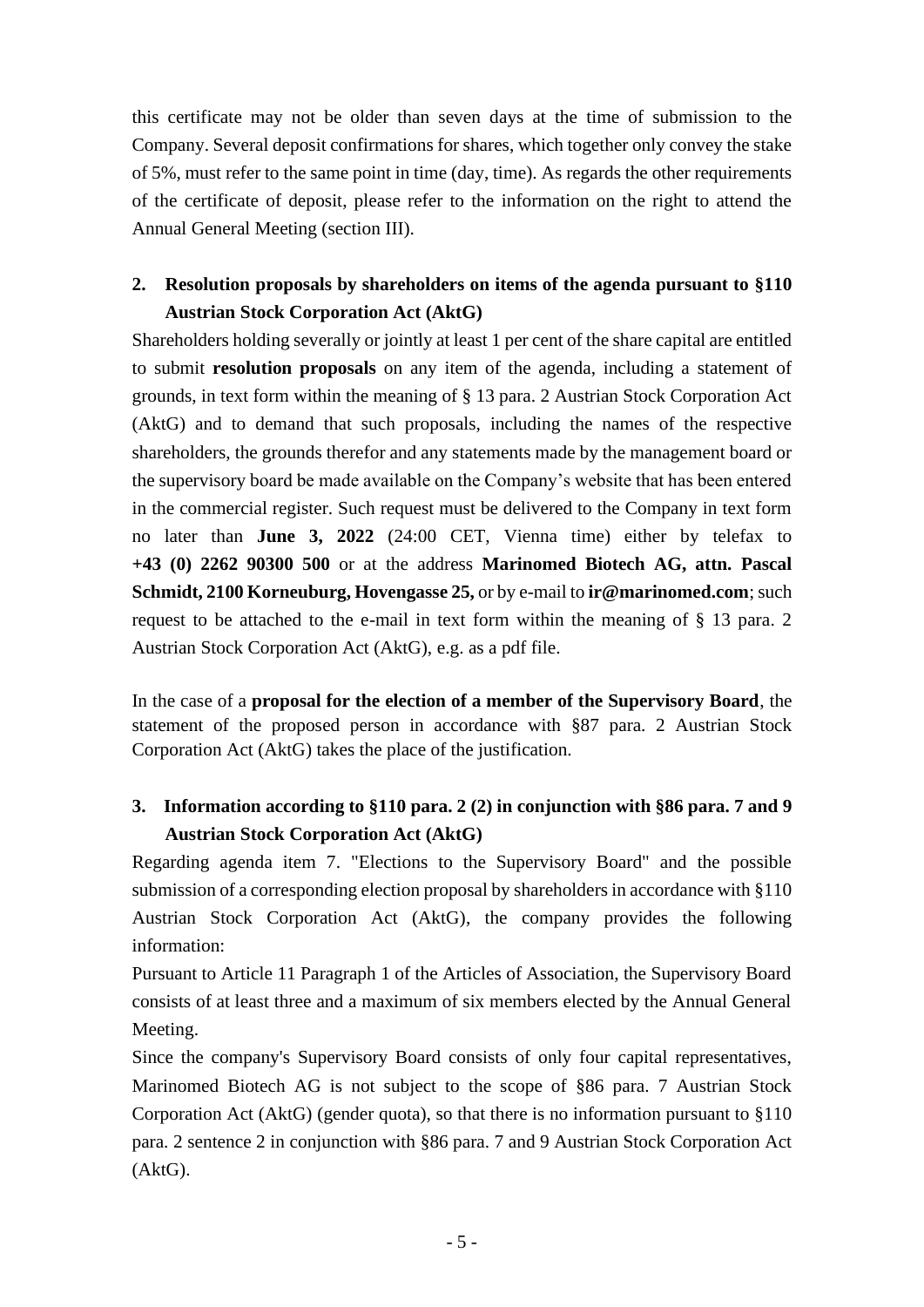this certificate may not be older than seven days at the time of submission to the Company. Several deposit confirmations for shares, which together only convey the stake of 5%, must refer to the same point in time (day, time). As regards the other requirements of the certificate of deposit, please refer to the information on the right to attend the Annual General Meeting (section III).

## 2. Resolution proposals by shareholders on items of the agenda pursuant to §110 Austrian Stock Corporation Act (AktG)

Shareholders holding severally or jointly at least 1 per cent of the share capital are entitled to submit **resolution proposals** on any item of the agenda, including a statement of grounds, in text form within the meaning of § 13 para. 2 Austrian Stock Corporation Act (AktG) and to demand that such proposals, including the names of the respective shareholders, the grounds therefor and any statements made by the management board or the supervisory board be made available on the Company's website that has been entered in the commercial register. Such request must be delivered to the Company in text form no later than **June 3, 2022** (24:00 CET, Vienna time) either by telefax to **+43 (0) 2262 90300 500** or at the address **Marinomed Biotech AG, attn. Pascal Schmidt, 2100 Korneuburg, Hovengasse 25,** or by e-mail to **ir@marinomed.com**; such request to be attached to the e-mail in text form within the meaning of § 13 para. 2 Austrian Stock Corporation Act (AktG), e.g. as a pdf file.

In the case of a **proposal for the election of a member of the Supervisory Board**, the statement of the proposed person in accordance with §87 para. 2 Austrian Stock Corporation Act (AktG) takes the place of the justification.

## 3. Information according to §110 para. 2 (2) in conjunction with §86 para. 7 and 9 Austrian Stock Corporation Act (AktG)

Regarding agenda item 7. "Elections to the Supervisory Board" and the possible submission of a corresponding election proposal by shareholders in accordance with §110 Austrian Stock Corporation Act (AktG), the company provides the following information:

Pursuant to Article 11 Paragraph 1 of the Articles of Association, the Supervisory Board consists of at least three and a maximum of six members elected by the Annual General Meeting.

Since the company's Supervisory Board consists of only four capital representatives, Marinomed Biotech AG is not subject to the scope of §86 para. 7 Austrian Stock Corporation Act (AktG) (gender quota), so that there is no information pursuant to §110 para. 2 sentence 2 in conjunction with §86 para. 7 and 9 Austrian Stock Corporation Act (AktG).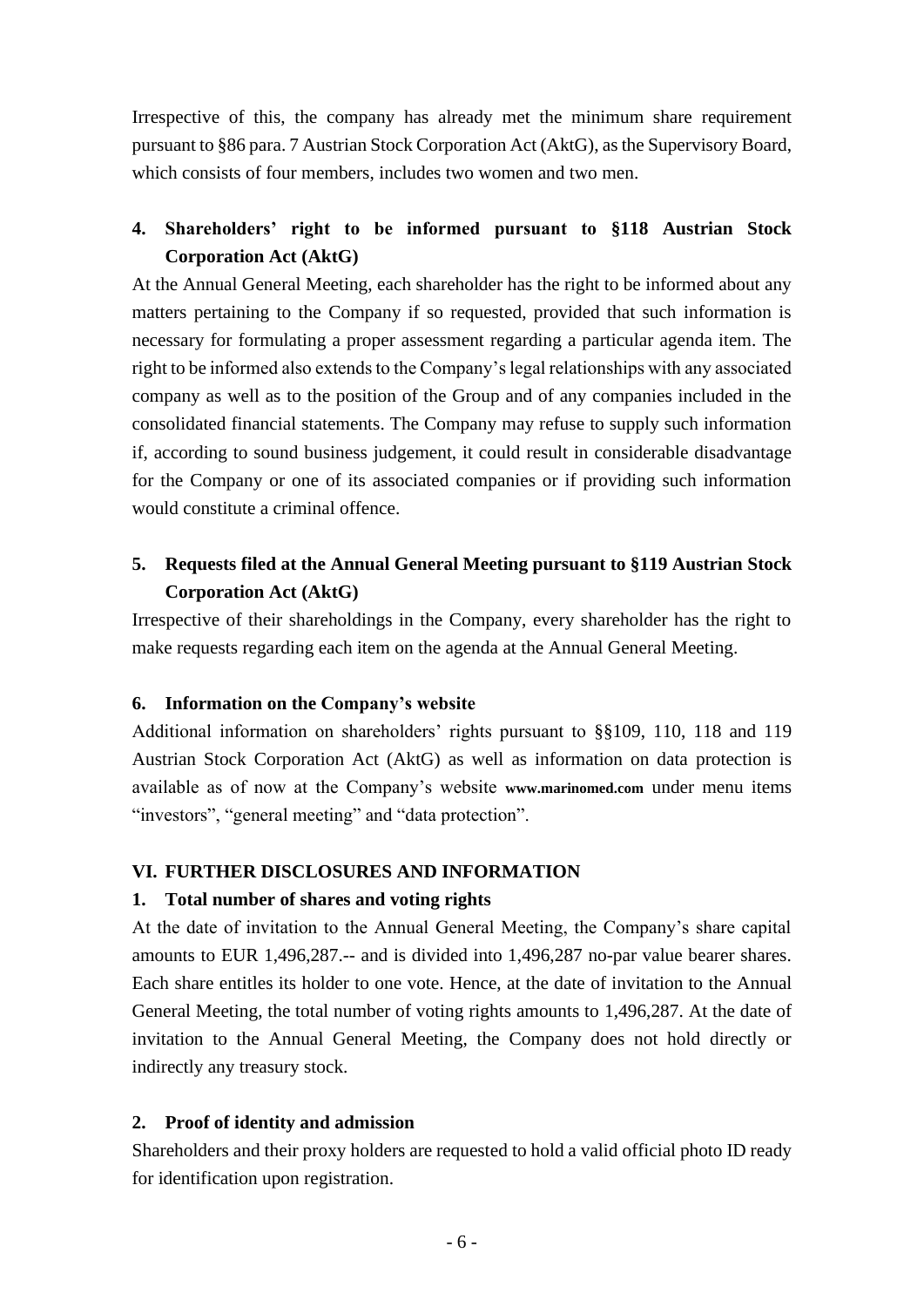Irrespective of this, the company has already met the minimum share requirement pursuant to §86 para. 7 Austrian Stock Corporation Act (AktG), as the Supervisory Board, which consists of four members, includes two women and two men.

### 4. Shareholders' right to be informed pursuant to §118 Austrian Stock Corporation Act (AktG)

At the Annual General Meeting, each shareholder has the right to be informed about any matters pertaining to the Company if so requested, provided that such information is necessary for formulating a proper assessment regarding a particular agenda item. The right to be informed also extends to the Company's legal relationships with any associated company as well as to the position of the Group and of any companies included in the consolidated financial statements. The Company may refuse to supply such information if, according to sound business judgement, it could result in considerable disadvantage for the Company or one of its associated companies or if providing such information would constitute a criminal offence.

### 5. Requests filed at the Annual General Meeting pursuant to §119 Austrian Stock Corporation Act (AktG)

Irrespective of their shareholdings in the Company, every shareholder has the right to make requests regarding each item on the agenda at the Annual General Meeting.

### 6. Information on the Company's website

Additional information on shareholders' rights pursuant to §§109, 110, 118 and 119 Austrian Stock Corporation Act (AktG) as well as information on data protection is available as of now at the Company's website **www.marinomed.com** under menu items "investors", "general meeting" and "data protection".

## VI. FURTHER DISCLOSURES AND INFORMATION

### 1. Total number of shares and voting rights

At the date of invitation to the Annual General Meeting, the Company's share capital amounts to EUR 1,496,287.-- and is divided into 1,496,287 no-par value bearer shares. Each share entitles its holder to one vote. Hence, at the date of invitation to the Annual General Meeting, the total number of voting rights amounts to 1,496,287. At the date of invitation to the Annual General Meeting, the Company does not hold directly or indirectly any treasury stock.

### 2. Proof of identity and admission

Shareholders and their proxy holders are requested to hold a valid official photo ID ready for identification upon registration.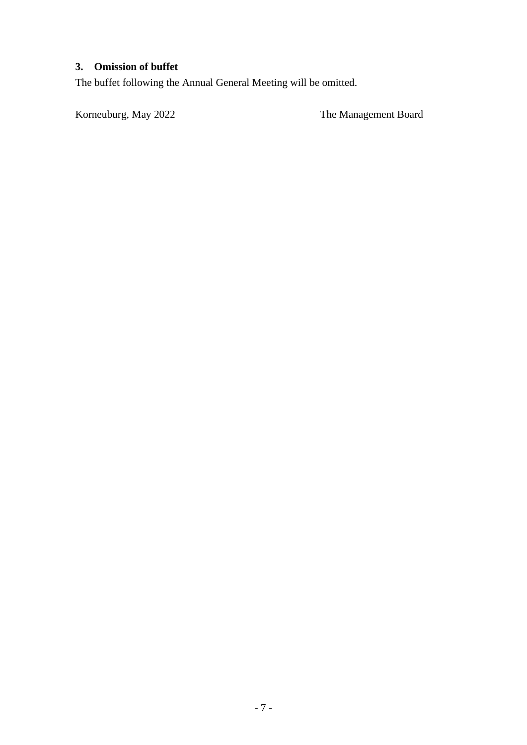### 3. Omission of buffet

The buffet following the Annual General Meeting will be omitted.

Korneuburg, May 2022 The Management Board